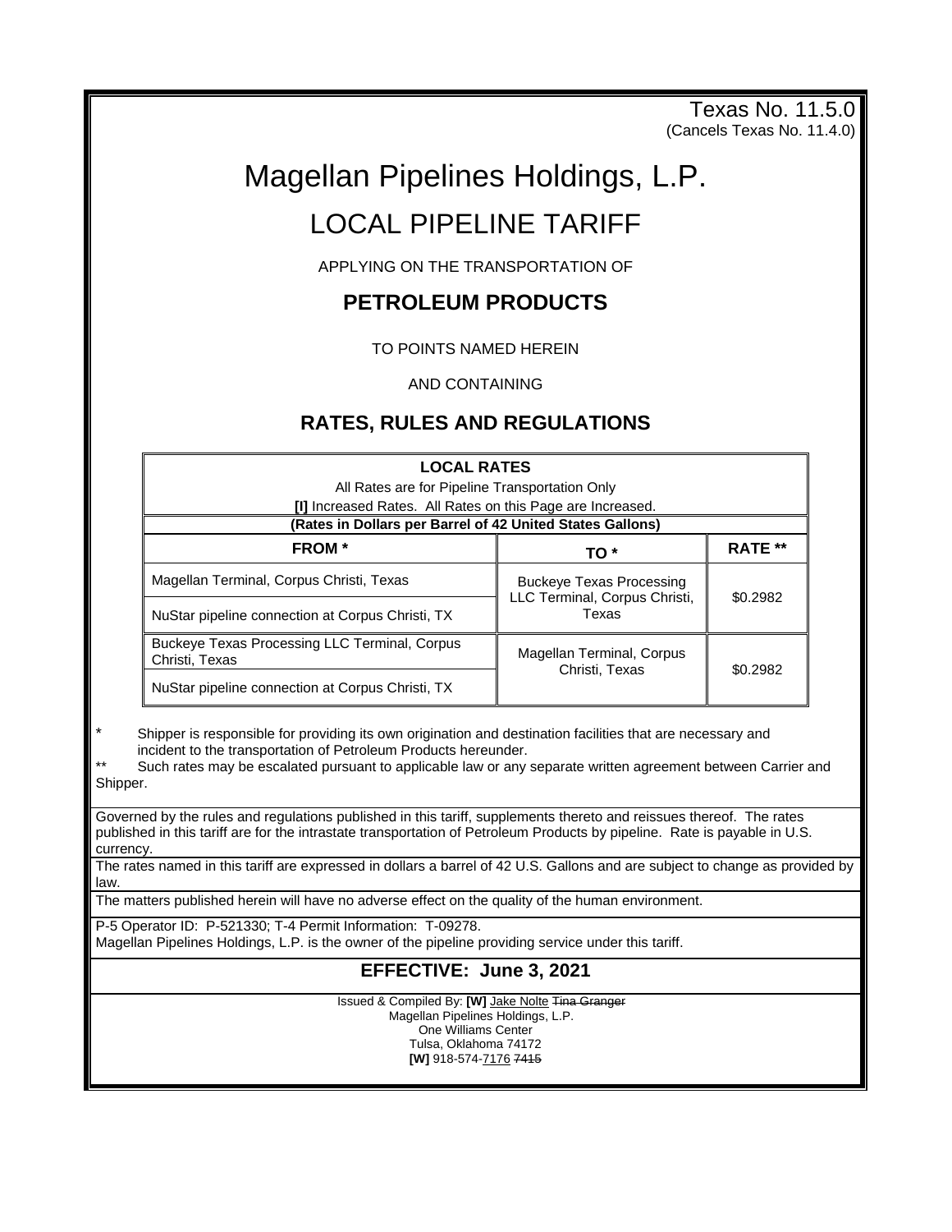Texas No. 11.5.0
(Cancels Texas No. 11.4.0)

# Magellan Pipelines Holdings, L.P.

## LOCAL PIPELINE TARIFF

APPLYING ON THE TRANSPORTATION OF

### PETROLEUM PRODUCTS

TO POINTS NAMED HEREIN

AND CONTAINING

### RATES, RULES AND REGULATIONS

| **LOCAL RATES**<br>All Rates are for Pipeline Transportation Only<br>**[I]** Increased Rates. All Rates on this Page are Increased. | | |
|---|---|---|
| **(Rates in Dollars per Barrel of 42 United States Gallons)** | | |
| **FROM *** | **TO *** | **RATE **** |
| Magellan Terminal, Corpus Christi, Texas | Buckeye Texas Processing LLC Terminal, Corpus Christi, Texas | $0.2982 |
| NuStar pipeline connection at Corpus Christi, TX | | |
| Buckeye Texas Processing LLC Terminal, Corpus Christi, Texas | Magellan Terminal, Corpus Christi, Texas | $0.2982 |
| NuStar pipeline connection at Corpus Christi, TX | | |

\* Shipper is responsible for providing its own origination and destination facilities that are necessary and incident to the transportation of Petroleum Products hereunder.

\*\* Such rates may be escalated pursuant to applicable law or any separate written agreement between Carrier and Shipper.

Governed by the rules and regulations published in this tariff, supplements thereto and reissues thereof. The rates published in this tariff are for the intrastate transportation of Petroleum Products by pipeline. Rate is payable in U.S. currency.

The rates named in this tariff are expressed in dollars a barrel of 42 U.S. Gallons and are subject to change as provided by law.

The matters published herein will have no adverse effect on the quality of the human environment.

P-5 Operator ID: P-521330; T-4 Permit Information: T-09278.
Magellan Pipelines Holdings, L.P. is the owner of the pipeline providing service under this tariff.

**EFFECTIVE: June 3, 2021**

Issued & Compiled By: **[W]** Jake Nolte ~~Tina Granger~~
Magellan Pipelines Holdings, L.P.
One Williams Center
Tulsa, Oklahoma 74172
**[W]** 918-574-7176 ~~7415~~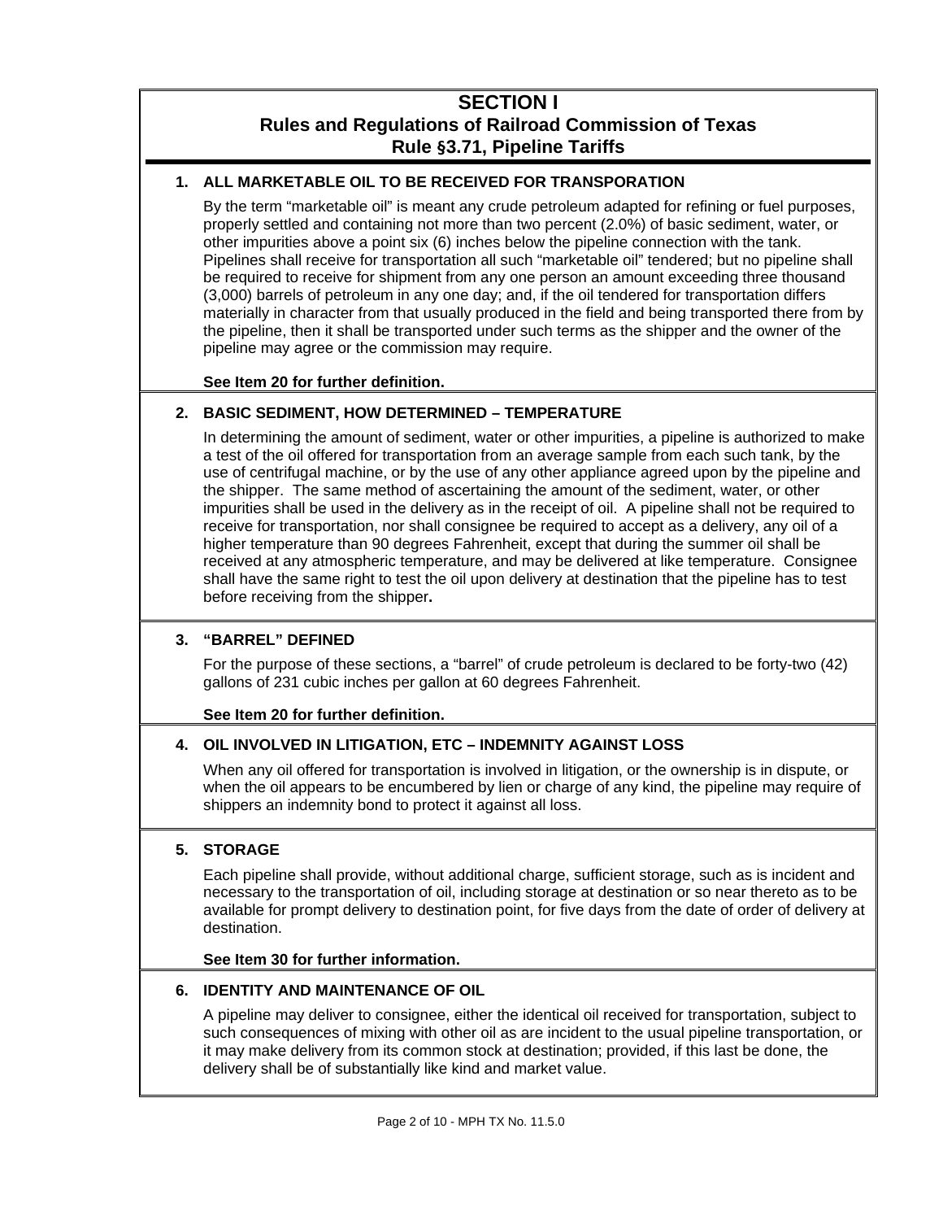# SECTION I

## Rules and Regulations of Railroad Commission of Texas

## Rule §3.71, Pipeline Tariffs

### 1. ALL MARKETABLE OIL TO BE RECEIVED FOR TRANSPORATION

By the term "marketable oil" is meant any crude petroleum adapted for refining or fuel purposes, properly settled and containing not more than two percent (2.0%) of basic sediment, water, or other impurities above a point six (6) inches below the pipeline connection with the tank. Pipelines shall receive for transportation all such "marketable oil" tendered; but no pipeline shall be required to receive for shipment from any one person an amount exceeding three thousand (3,000) barrels of petroleum in any one day; and, if the oil tendered for transportation differs materially in character from that usually produced in the field and being transported there from by the pipeline, then it shall be transported under such terms as the shipper and the owner of the pipeline may agree or the commission may require.

**See Item 20 for further definition.**

### 2. BASIC SEDIMENT, HOW DETERMINED – TEMPERATURE

In determining the amount of sediment, water or other impurities, a pipeline is authorized to make a test of the oil offered for transportation from an average sample from each such tank, by the use of centrifugal machine, or by the use of any other appliance agreed upon by the pipeline and the shipper. The same method of ascertaining the amount of the sediment, water, or other impurities shall be used in the delivery as in the receipt of oil. A pipeline shall not be required to receive for transportation, nor shall consignee be required to accept as a delivery, any oil of a higher temperature than 90 degrees Fahrenheit, except that during the summer oil shall be received at any atmospheric temperature, and may be delivered at like temperature. Consignee shall have the same right to test the oil upon delivery at destination that the pipeline has to test before receiving from the shipper.

### 3. "BARREL" DEFINED

For the purpose of these sections, a "barrel" of crude petroleum is declared to be forty-two (42) gallons of 231 cubic inches per gallon at 60 degrees Fahrenheit.

**See Item 20 for further definition.**

### 4. OIL INVOLVED IN LITIGATION, ETC – INDEMNITY AGAINST LOSS

When any oil offered for transportation is involved in litigation, or the ownership is in dispute, or when the oil appears to be encumbered by lien or charge of any kind, the pipeline may require of shippers an indemnity bond to protect it against all loss.

### 5. STORAGE

Each pipeline shall provide, without additional charge, sufficient storage, such as is incident and necessary to the transportation of oil, including storage at destination or so near thereto as to be available for prompt delivery to destination point, for five days from the date of order of delivery at destination.

**See Item 30 for further information.**

### 6. IDENTITY AND MAINTENANCE OF OIL

A pipeline may deliver to consignee, either the identical oil received for transportation, subject to such consequences of mixing with other oil as are incident to the usual pipeline transportation, or it may make delivery from its common stock at destination; provided, if this last be done, the delivery shall be of substantially like kind and market value.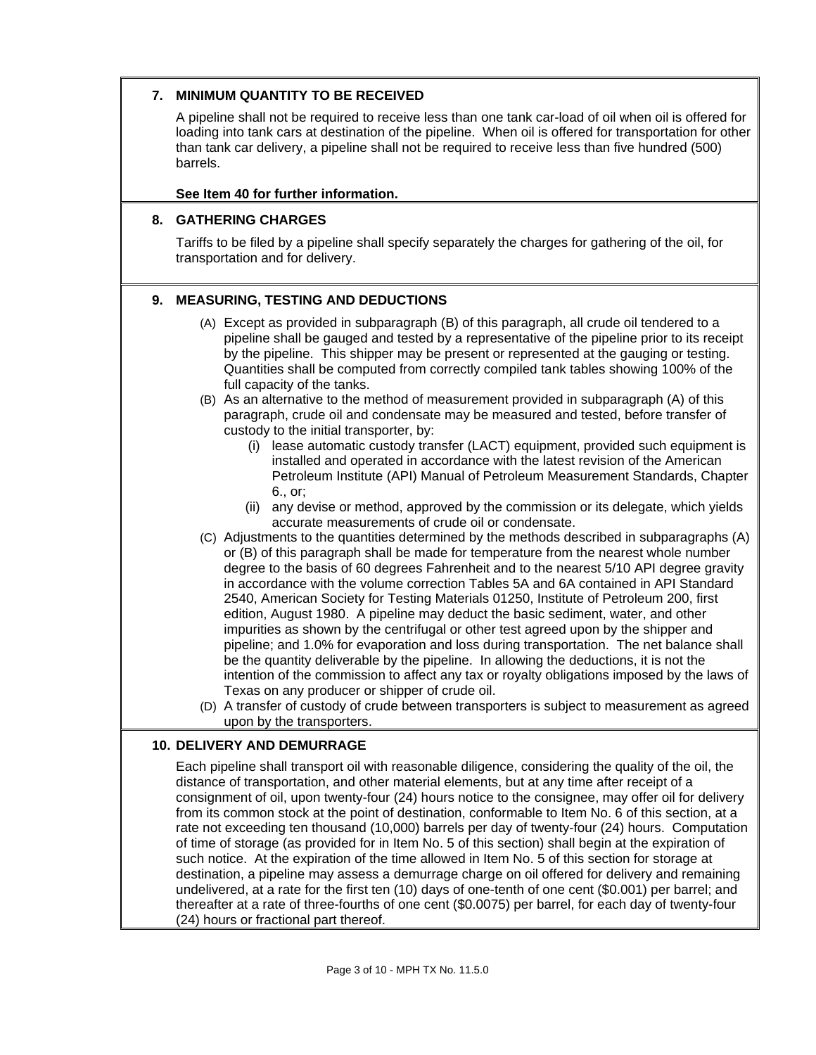## 7. MINIMUM QUANTITY TO BE RECEIVED

A pipeline shall not be required to receive less than one tank car-load of oil when oil is offered for loading into tank cars at destination of the pipeline. When oil is offered for transportation for other than tank car delivery, a pipeline shall not be required to receive less than five hundred (500) barrels.

**See Item 40 for further information.**

## 8. GATHERING CHARGES

Tariffs to be filed by a pipeline shall specify separately the charges for gathering of the oil, for transportation and for delivery.

## 9. MEASURING, TESTING AND DEDUCTIONS

(A) Except as provided in subparagraph (B) of this paragraph, all crude oil tendered to a pipeline shall be gauged and tested by a representative of the pipeline prior to its receipt by the pipeline. This shipper may be present or represented at the gauging or testing. Quantities shall be computed from correctly compiled tank tables showing 100% of the full capacity of the tanks.

(B) As an alternative to the method of measurement provided in subparagraph (A) of this paragraph, crude oil and condensate may be measured and tested, before transfer of custody to the initial transporter, by:

  (i) lease automatic custody transfer (LACT) equipment, provided such equipment is installed and operated in accordance with the latest revision of the American Petroleum Institute (API) Manual of Petroleum Measurement Standards, Chapter 6., or;

  (ii) any devise or method, approved by the commission or its delegate, which yields accurate measurements of crude oil or condensate.

(C) Adjustments to the quantities determined by the methods described in subparagraphs (A) or (B) of this paragraph shall be made for temperature from the nearest whole number degree to the basis of 60 degrees Fahrenheit and to the nearest 5/10 API degree gravity in accordance with the volume correction Tables 5A and 6A contained in API Standard 2540, American Society for Testing Materials 01250, Institute of Petroleum 200, first edition, August 1980. A pipeline may deduct the basic sediment, water, and other impurities as shown by the centrifugal or other test agreed upon by the shipper and pipeline; and 1.0% for evaporation and loss during transportation. The net balance shall be the quantity deliverable by the pipeline. In allowing the deductions, it is not the intention of the commission to affect any tax or royalty obligations imposed by the laws of Texas on any producer or shipper of crude oil.

(D) A transfer of custody of crude between transporters is subject to measurement as agreed upon by the transporters.

## 10. DELIVERY AND DEMURRAGE

Each pipeline shall transport oil with reasonable diligence, considering the quality of the oil, the distance of transportation, and other material elements, but at any time after receipt of a consignment of oil, upon twenty-four (24) hours notice to the consignee, may offer oil for delivery from its common stock at the point of destination, conformable to Item No. 6 of this section, at a rate not exceeding ten thousand (10,000) barrels per day of twenty-four (24) hours. Computation of time of storage (as provided for in Item No. 5 of this section) shall begin at the expiration of such notice. At the expiration of the time allowed in Item No. 5 of this section for storage at destination, a pipeline may assess a demurrage charge on oil offered for delivery and remaining undelivered, at a rate for the first ten (10) days of one-tenth of one cent ($0.001) per barrel; and thereafter at a rate of three-fourths of one cent ($0.0075) per barrel, for each day of twenty-four (24) hours or fractional part thereof.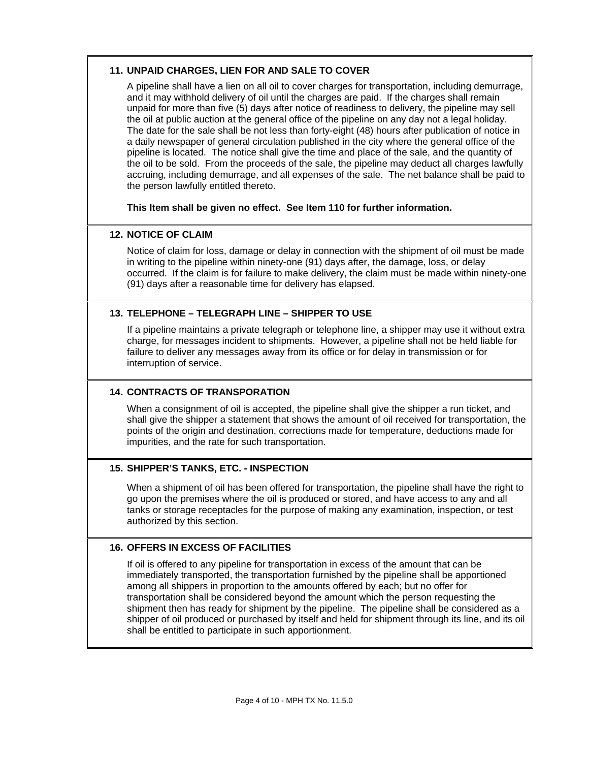### 11. UNPAID CHARGES, LIEN FOR AND SALE TO COVER

A pipeline shall have a lien on all oil to cover charges for transportation, including demurrage, and it may withhold delivery of oil until the charges are paid. If the charges shall remain unpaid for more than five (5) days after notice of readiness to delivery, the pipeline may sell the oil at public auction at the general office of the pipeline on any day not a legal holiday. The date for the sale shall be not less than forty-eight (48) hours after publication of notice in a daily newspaper of general circulation published in the city where the general office of the pipeline is located. The notice shall give the time and place of the sale, and the quantity of the oil to be sold. From the proceeds of the sale, the pipeline may deduct all charges lawfully accruing, including demurrage, and all expenses of the sale. The net balance shall be paid to the person lawfully entitled thereto.

**This Item shall be given no effect. See Item 110 for further information.**

### 12. NOTICE OF CLAIM

Notice of claim for loss, damage or delay in connection with the shipment of oil must be made in writing to the pipeline within ninety-one (91) days after, the damage, loss, or delay occurred. If the claim is for failure to make delivery, the claim must be made within ninety-one (91) days after a reasonable time for delivery has elapsed.

### 13. TELEPHONE – TELEGRAPH LINE – SHIPPER TO USE

If a pipeline maintains a private telegraph or telephone line, a shipper may use it without extra charge, for messages incident to shipments. However, a pipeline shall not be held liable for failure to deliver any messages away from its office or for delay in transmission or for interruption of service.

### 14. CONTRACTS OF TRANSPORATION

When a consignment of oil is accepted, the pipeline shall give the shipper a run ticket, and shall give the shipper a statement that shows the amount of oil received for transportation, the points of the origin and destination, corrections made for temperature, deductions made for impurities, and the rate for such transportation.

### 15. SHIPPER'S TANKS, ETC. - INSPECTION

When a shipment of oil has been offered for transportation, the pipeline shall have the right to go upon the premises where the oil is produced or stored, and have access to any and all tanks or storage receptacles for the purpose of making any examination, inspection, or test authorized by this section.

### 16. OFFERS IN EXCESS OF FACILITIES

If oil is offered to any pipeline for transportation in excess of the amount that can be immediately transported, the transportation furnished by the pipeline shall be apportioned among all shippers in proportion to the amounts offered by each; but no offer for transportation shall be considered beyond the amount which the person requesting the shipment then has ready for shipment by the pipeline. The pipeline shall be considered as a shipper of oil produced or purchased by itself and held for shipment through its line, and its oil shall be entitled to participate in such apportionment.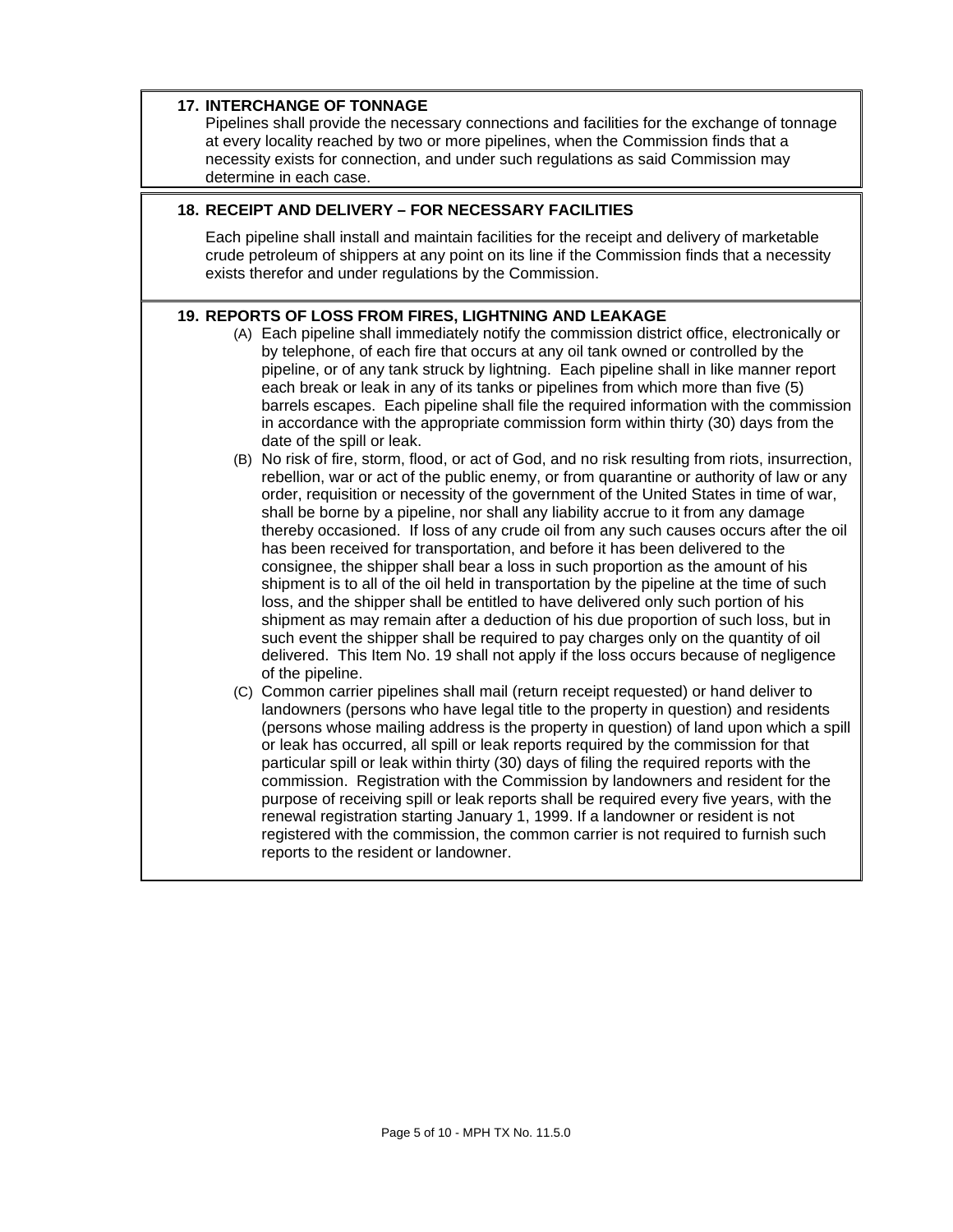## 17. INTERCHANGE OF TONNAGE

Pipelines shall provide the necessary connections and facilities for the exchange of tonnage at every locality reached by two or more pipelines, when the Commission finds that a necessity exists for connection, and under such regulations as said Commission may determine in each case.

## 18. RECEIPT AND DELIVERY – FOR NECESSARY FACILITIES

Each pipeline shall install and maintain facilities for the receipt and delivery of marketable crude petroleum of shippers at any point on its line if the Commission finds that a necessity exists therefor and under regulations by the Commission.

## 19. REPORTS OF LOSS FROM FIRES, LIGHTNING AND LEAKAGE

(A) Each pipeline shall immediately notify the commission district office, electronically or by telephone, of each fire that occurs at any oil tank owned or controlled by the pipeline, or of any tank struck by lightning. Each pipeline shall in like manner report each break or leak in any of its tanks or pipelines from which more than five (5) barrels escapes. Each pipeline shall file the required information with the commission in accordance with the appropriate commission form within thirty (30) days from the date of the spill or leak.

(B) No risk of fire, storm, flood, or act of God, and no risk resulting from riots, insurrection, rebellion, war or act of the public enemy, or from quarantine or authority of law or any order, requisition or necessity of the government of the United States in time of war, shall be borne by a pipeline, nor shall any liability accrue to it from any damage thereby occasioned. If loss of any crude oil from any such causes occurs after the oil has been received for transportation, and before it has been delivered to the consignee, the shipper shall bear a loss in such proportion as the amount of his shipment is to all of the oil held in transportation by the pipeline at the time of such loss, and the shipper shall be entitled to have delivered only such portion of his shipment as may remain after a deduction of his due proportion of such loss, but in such event the shipper shall be required to pay charges only on the quantity of oil delivered. This Item No. 19 shall not apply if the loss occurs because of negligence of the pipeline.

(C) Common carrier pipelines shall mail (return receipt requested) or hand deliver to landowners (persons who have legal title to the property in question) and residents (persons whose mailing address is the property in question) of land upon which a spill or leak has occurred, all spill or leak reports required by the commission for that particular spill or leak within thirty (30) days of filing the required reports with the commission. Registration with the Commission by landowners and resident for the purpose of receiving spill or leak reports shall be required every five years, with the renewal registration starting January 1, 1999. If a landowner or resident is not registered with the commission, the common carrier is not required to furnish such reports to the resident or landowner.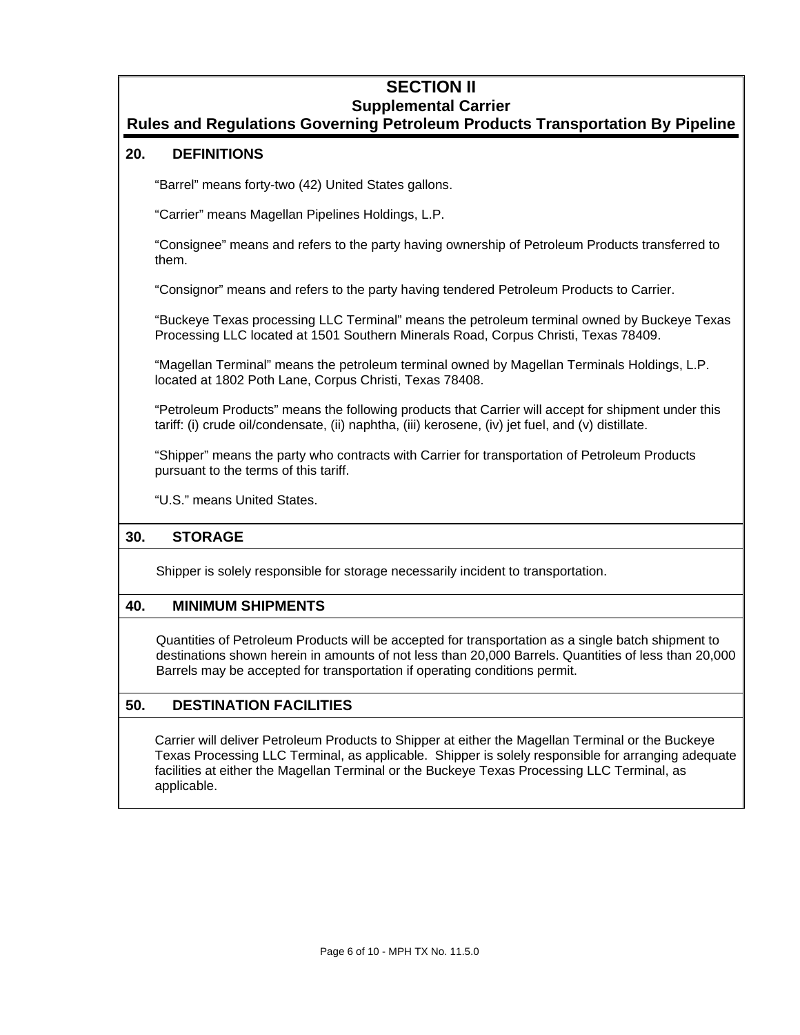# SECTION II
## Supplemental Carrier
## Rules and Regulations Governing Petroleum Products Transportation By Pipeline

### 20. DEFINITIONS

"Barrel" means forty-two (42) United States gallons.

"Carrier" means Magellan Pipelines Holdings, L.P.

"Consignee" means and refers to the party having ownership of Petroleum Products transferred to them.

"Consignor" means and refers to the party having tendered Petroleum Products to Carrier.

"Buckeye Texas processing LLC Terminal" means the petroleum terminal owned by Buckeye Texas Processing LLC located at 1501 Southern Minerals Road, Corpus Christi, Texas 78409.

"Magellan Terminal" means the petroleum terminal owned by Magellan Terminals Holdings, L.P. located at 1802 Poth Lane, Corpus Christi, Texas 78408.

"Petroleum Products" means the following products that Carrier will accept for shipment under this tariff: (i) crude oil/condensate, (ii) naphtha, (iii) kerosene, (iv) jet fuel, and (v) distillate.

"Shipper" means the party who contracts with Carrier for transportation of Petroleum Products pursuant to the terms of this tariff.

"U.S." means United States.

### 30. STORAGE

Shipper is solely responsible for storage necessarily incident to transportation.

### 40. MINIMUM SHIPMENTS

Quantities of Petroleum Products will be accepted for transportation as a single batch shipment to destinations shown herein in amounts of not less than 20,000 Barrels. Quantities of less than 20,000 Barrels may be accepted for transportation if operating conditions permit.

### 50. DESTINATION FACILITIES

Carrier will deliver Petroleum Products to Shipper at either the Magellan Terminal or the Buckeye Texas Processing LLC Terminal, as applicable. Shipper is solely responsible for arranging adequate facilities at either the Magellan Terminal or the Buckeye Texas Processing LLC Terminal, as applicable.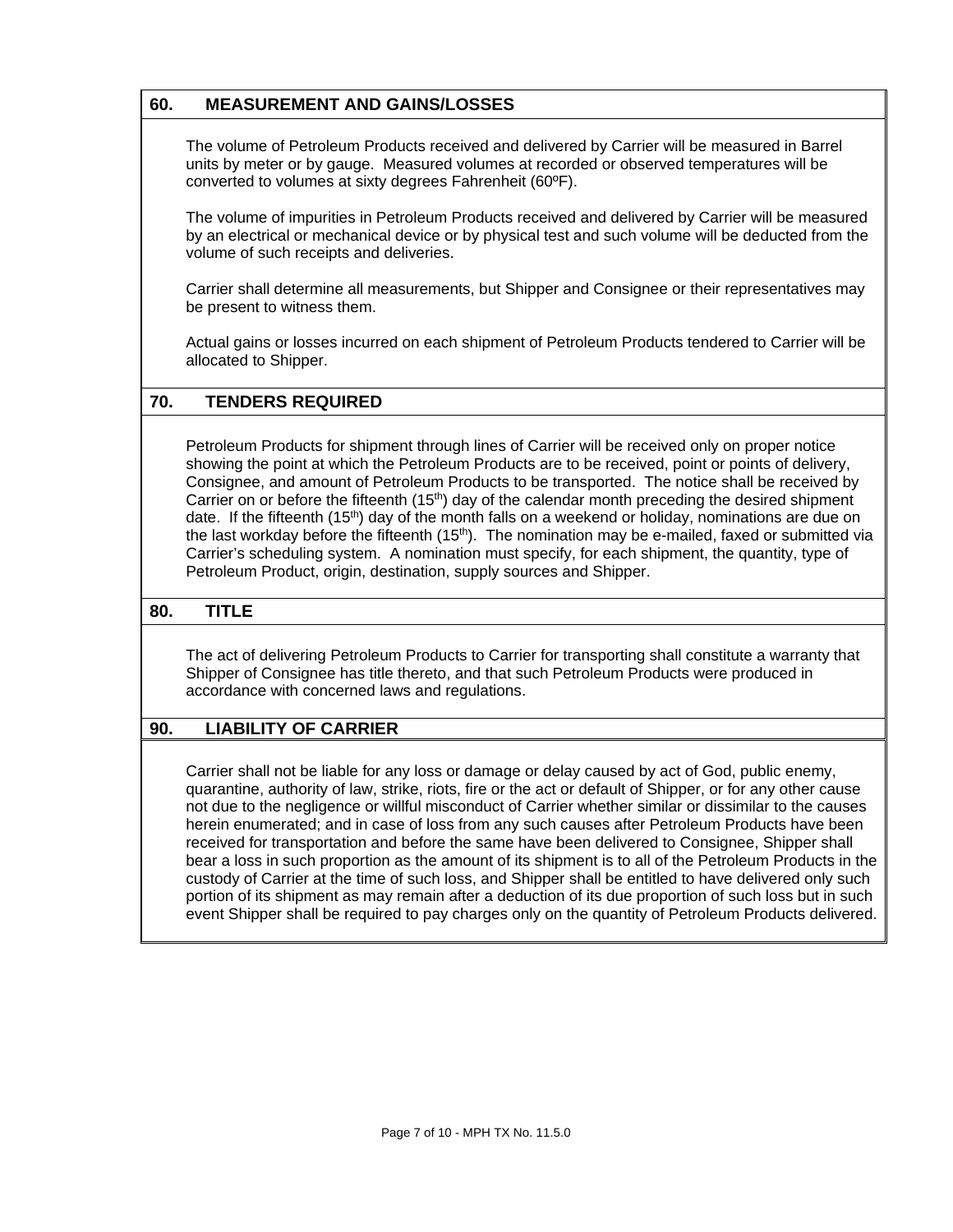## 60. MEASUREMENT AND GAINS/LOSSES

The volume of Petroleum Products received and delivered by Carrier will be measured in Barrel units by meter or by gauge. Measured volumes at recorded or observed temperatures will be converted to volumes at sixty degrees Fahrenheit (60ºF).

The volume of impurities in Petroleum Products received and delivered by Carrier will be measured by an electrical or mechanical device or by physical test and such volume will be deducted from the volume of such receipts and deliveries.

Carrier shall determine all measurements, but Shipper and Consignee or their representatives may be present to witness them.

Actual gains or losses incurred on each shipment of Petroleum Products tendered to Carrier will be allocated to Shipper.

## 70. TENDERS REQUIRED

Petroleum Products for shipment through lines of Carrier will be received only on proper notice showing the point at which the Petroleum Products are to be received, point or points of delivery, Consignee, and amount of Petroleum Products to be transported. The notice shall be received by Carrier on or before the fifteenth (15th) day of the calendar month preceding the desired shipment date. If the fifteenth (15th) day of the month falls on a weekend or holiday, nominations are due on the last workday before the fifteenth (15th). The nomination may be e-mailed, faxed or submitted via Carrier's scheduling system. A nomination must specify, for each shipment, the quantity, type of Petroleum Product, origin, destination, supply sources and Shipper.

## 80. TITLE

The act of delivering Petroleum Products to Carrier for transporting shall constitute a warranty that Shipper of Consignee has title thereto, and that such Petroleum Products were produced in accordance with concerned laws and regulations.

## 90. LIABILITY OF CARRIER

Carrier shall not be liable for any loss or damage or delay caused by act of God, public enemy, quarantine, authority of law, strike, riots, fire or the act or default of Shipper, or for any other cause not due to the negligence or willful misconduct of Carrier whether similar or dissimilar to the causes herein enumerated; and in case of loss from any such causes after Petroleum Products have been received for transportation and before the same have been delivered to Consignee, Shipper shall bear a loss in such proportion as the amount of its shipment is to all of the Petroleum Products in the custody of Carrier at the time of such loss, and Shipper shall be entitled to have delivered only such portion of its shipment as may remain after a deduction of its due proportion of such loss but in such event Shipper shall be required to pay charges only on the quantity of Petroleum Products delivered.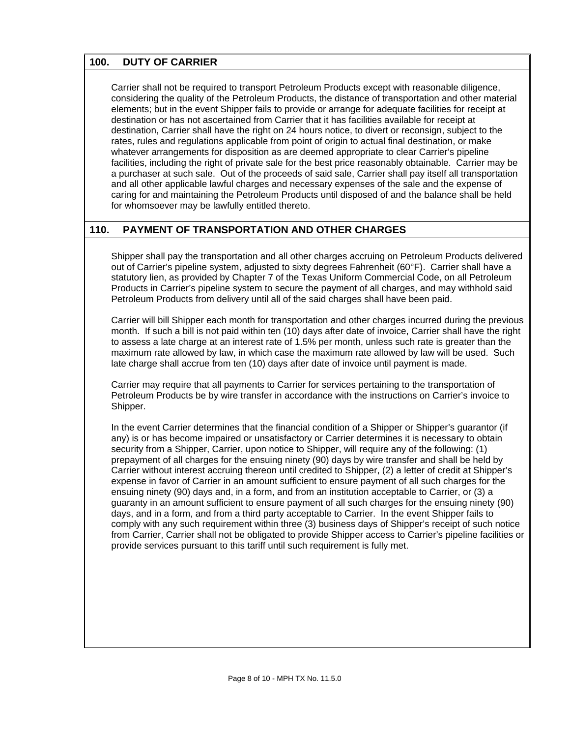## 100. DUTY OF CARRIER

Carrier shall not be required to transport Petroleum Products except with reasonable diligence, considering the quality of the Petroleum Products, the distance of transportation and other material elements; but in the event Shipper fails to provide or arrange for adequate facilities for receipt at destination or has not ascertained from Carrier that it has facilities available for receipt at destination, Carrier shall have the right on 24 hours notice, to divert or reconsign, subject to the rates, rules and regulations applicable from point of origin to actual final destination, or make whatever arrangements for disposition as are deemed appropriate to clear Carrier's pipeline facilities, including the right of private sale for the best price reasonably obtainable. Carrier may be a purchaser at such sale. Out of the proceeds of said sale, Carrier shall pay itself all transportation and all other applicable lawful charges and necessary expenses of the sale and the expense of caring for and maintaining the Petroleum Products until disposed of and the balance shall be held for whomsoever may be lawfully entitled thereto.

## 110. PAYMENT OF TRANSPORTATION AND OTHER CHARGES

Shipper shall pay the transportation and all other charges accruing on Petroleum Products delivered out of Carrier's pipeline system, adjusted to sixty degrees Fahrenheit (60°F). Carrier shall have a statutory lien, as provided by Chapter 7 of the Texas Uniform Commercial Code, on all Petroleum Products in Carrier's pipeline system to secure the payment of all charges, and may withhold said Petroleum Products from delivery until all of the said charges shall have been paid.

Carrier will bill Shipper each month for transportation and other charges incurred during the previous month. If such a bill is not paid within ten (10) days after date of invoice, Carrier shall have the right to assess a late charge at an interest rate of 1.5% per month, unless such rate is greater than the maximum rate allowed by law, in which case the maximum rate allowed by law will be used. Such late charge shall accrue from ten (10) days after date of invoice until payment is made.

Carrier may require that all payments to Carrier for services pertaining to the transportation of Petroleum Products be by wire transfer in accordance with the instructions on Carrier's invoice to Shipper.

In the event Carrier determines that the financial condition of a Shipper or Shipper's guarantor (if any) is or has become impaired or unsatisfactory or Carrier determines it is necessary to obtain security from a Shipper, Carrier, upon notice to Shipper, will require any of the following: (1) prepayment of all charges for the ensuing ninety (90) days by wire transfer and shall be held by Carrier without interest accruing thereon until credited to Shipper, (2) a letter of credit at Shipper's expense in favor of Carrier in an amount sufficient to ensure payment of all such charges for the ensuing ninety (90) days and, in a form, and from an institution acceptable to Carrier, or (3) a guaranty in an amount sufficient to ensure payment of all such charges for the ensuing ninety (90) days, and in a form, and from a third party acceptable to Carrier. In the event Shipper fails to comply with any such requirement within three (3) business days of Shipper's receipt of such notice from Carrier, Carrier shall not be obligated to provide Shipper access to Carrier's pipeline facilities or provide services pursuant to this tariff until such requirement is fully met.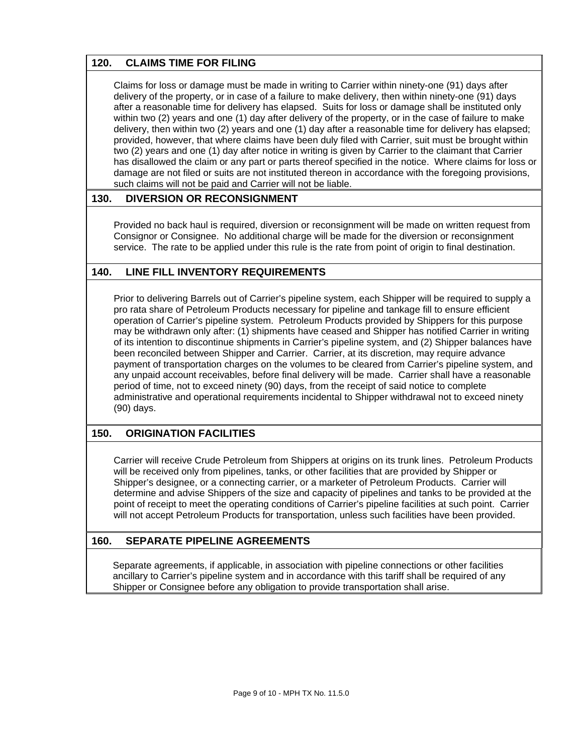## 120. CLAIMS TIME FOR FILING

Claims for loss or damage must be made in writing to Carrier within ninety-one (91) days after delivery of the property, or in case of a failure to make delivery, then within ninety-one (91) days after a reasonable time for delivery has elapsed. Suits for loss or damage shall be instituted only within two (2) years and one (1) day after delivery of the property, or in the case of failure to make delivery, then within two (2) years and one (1) day after a reasonable time for delivery has elapsed; provided, however, that where claims have been duly filed with Carrier, suit must be brought within two (2) years and one (1) day after notice in writing is given by Carrier to the claimant that Carrier has disallowed the claim or any part or parts thereof specified in the notice. Where claims for loss or damage are not filed or suits are not instituted thereon in accordance with the foregoing provisions, such claims will not be paid and Carrier will not be liable.

## 130. DIVERSION OR RECONSIGNMENT

Provided no back haul is required, diversion or reconsignment will be made on written request from Consignor or Consignee. No additional charge will be made for the diversion or reconsignment service. The rate to be applied under this rule is the rate from point of origin to final destination.

## 140. LINE FILL INVENTORY REQUIREMENTS

Prior to delivering Barrels out of Carrier's pipeline system, each Shipper will be required to supply a pro rata share of Petroleum Products necessary for pipeline and tankage fill to ensure efficient operation of Carrier's pipeline system. Petroleum Products provided by Shippers for this purpose may be withdrawn only after: (1) shipments have ceased and Shipper has notified Carrier in writing of its intention to discontinue shipments in Carrier's pipeline system, and (2) Shipper balances have been reconciled between Shipper and Carrier. Carrier, at its discretion, may require advance payment of transportation charges on the volumes to be cleared from Carrier's pipeline system, and any unpaid account receivables, before final delivery will be made. Carrier shall have a reasonable period of time, not to exceed ninety (90) days, from the receipt of said notice to complete administrative and operational requirements incidental to Shipper withdrawal not to exceed ninety (90) days.

## 150. ORIGINATION FACILITIES

Carrier will receive Crude Petroleum from Shippers at origins on its trunk lines. Petroleum Products will be received only from pipelines, tanks, or other facilities that are provided by Shipper or Shipper's designee, or a connecting carrier, or a marketer of Petroleum Products. Carrier will determine and advise Shippers of the size and capacity of pipelines and tanks to be provided at the point of receipt to meet the operating conditions of Carrier's pipeline facilities at such point. Carrier will not accept Petroleum Products for transportation, unless such facilities have been provided.

## 160. SEPARATE PIPELINE AGREEMENTS

Separate agreements, if applicable, in association with pipeline connections or other facilities ancillary to Carrier's pipeline system and in accordance with this tariff shall be required of any Shipper or Consignee before any obligation to provide transportation shall arise.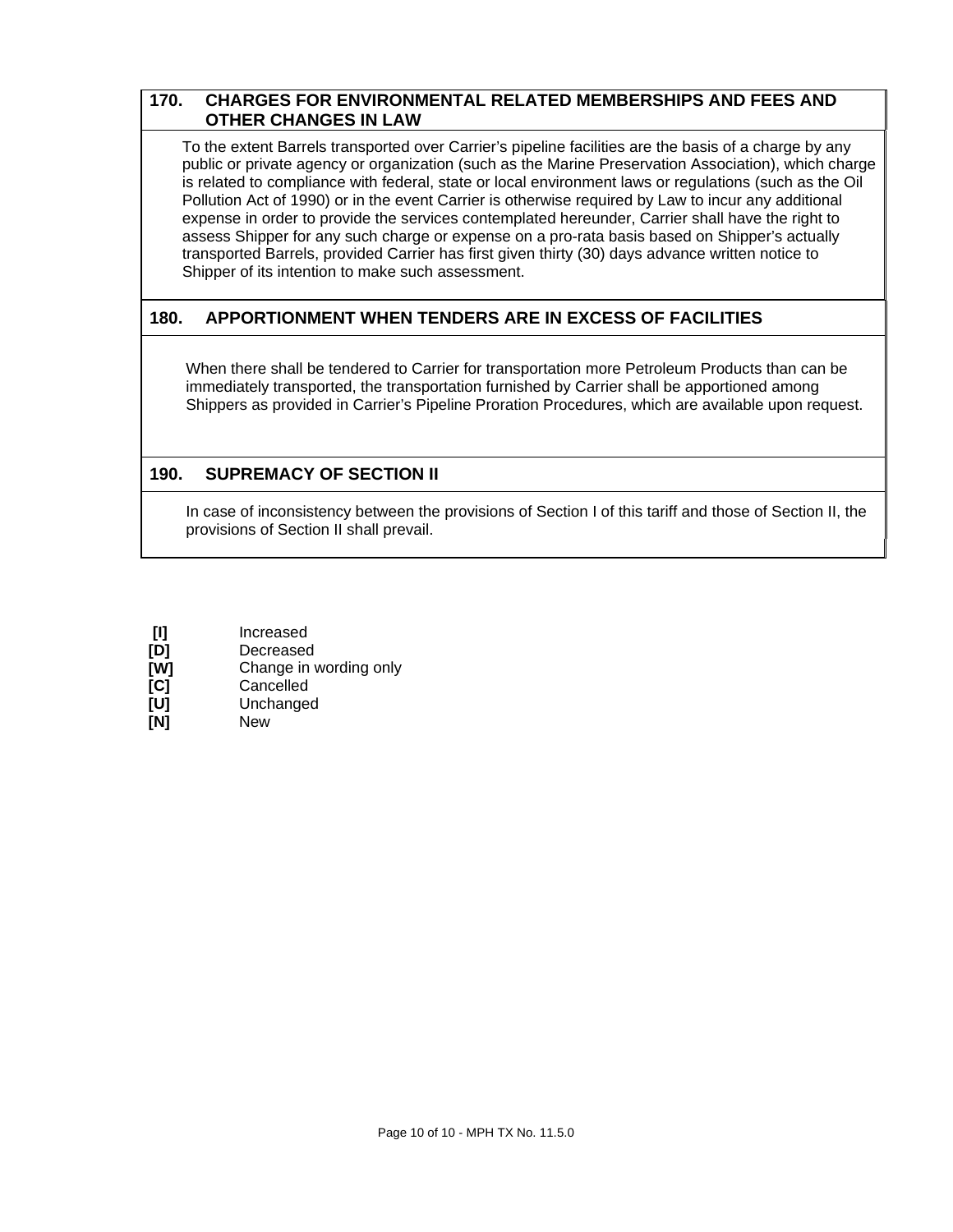## 170. CHARGES FOR ENVIRONMENTAL RELATED MEMBERSHIPS AND FEES AND OTHER CHANGES IN LAW

To the extent Barrels transported over Carrier's pipeline facilities are the basis of a charge by any public or private agency or organization (such as the Marine Preservation Association), which charge is related to compliance with federal, state or local environment laws or regulations (such as the Oil Pollution Act of 1990) or in the event Carrier is otherwise required by Law to incur any additional expense in order to provide the services contemplated hereunder, Carrier shall have the right to assess Shipper for any such charge or expense on a pro-rata basis based on Shipper's actually transported Barrels, provided Carrier has first given thirty (30) days advance written notice to Shipper of its intention to make such assessment.

## 180. APPORTIONMENT WHEN TENDERS ARE IN EXCESS OF FACILITIES

When there shall be tendered to Carrier for transportation more Petroleum Products than can be immediately transported, the transportation furnished by Carrier shall be apportioned among Shippers as provided in Carrier's Pipeline Proration Procedures, which are available upon request.

## 190. SUPREMACY OF SECTION II

In case of inconsistency between the provisions of Section I of this tariff and those of Section II, the provisions of Section II shall prevail.

| | |
|---|---|
| **[I]** | Increased |
| **[D]** | Decreased |
| **[W]** | Change in wording only |
| **[C]** | Cancelled |
| **[U]** | Unchanged |
| **[N]** | New |